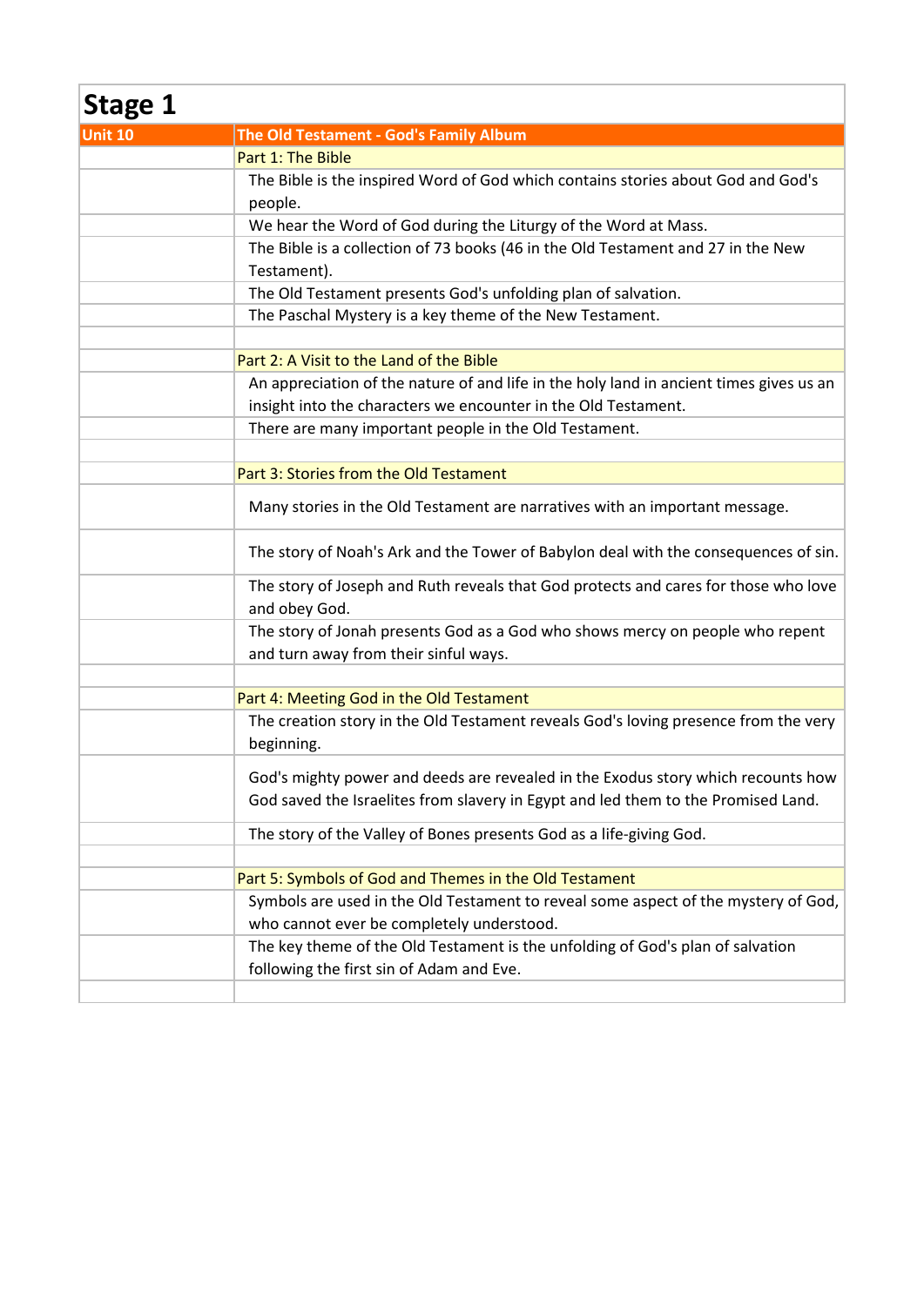# Stage 1

| Unit 10 | The Old Testament - God's Family Album |
|---|---|
| | Part 1: The Bible |
| | The Bible is the inspired Word of God which contains stories about God and God's people. |
| | We hear the Word of God during the Liturgy of the Word at Mass. |
| | The Bible is a collection of 73 books (46 in the Old Testament and 27 in the New Testament). |
| | The Old Testament presents God's unfolding plan of salvation. |
| | The Paschal Mystery is a key theme of the New Testament. |
| | |
| | Part 2: A Visit to the Land of the Bible |
| | An appreciation of the nature of and life in the holy land in ancient times gives us an insight into the characters we encounter in the Old Testament. |
| | There are many important people in the Old Testament. |
| | |
| | Part 3: Stories from the Old Testament |
| | Many stories in the Old Testament are narratives with an important message. |
| | The story of Noah's Ark and the Tower of Babylon deal with the consequences of sin. |
| | The story of Joseph and Ruth reveals that God protects and cares for those who love and obey God. |
| | The story of Jonah presents God as a God who shows mercy on people who repent and turn away from their sinful ways. |
| | |
| | Part 4: Meeting God in the Old Testament |
| | The creation story in the Old Testament reveals God's loving presence from the very beginning. |
| | God's mighty power and deeds are revealed in the Exodus story which recounts how God saved the Israelites from slavery in Egypt and led them to the Promised Land. |
| | The story of the Valley of Bones presents God as a life-giving God. |
| | |
| | Part 5: Symbols of God and Themes in the Old Testament |
| | Symbols are used in the Old Testament to reveal some aspect of the mystery of God, who cannot ever be completely understood. |
| | The key theme of the Old Testament is the unfolding of God's plan of salvation following the first sin of Adam and Eve. |
| | |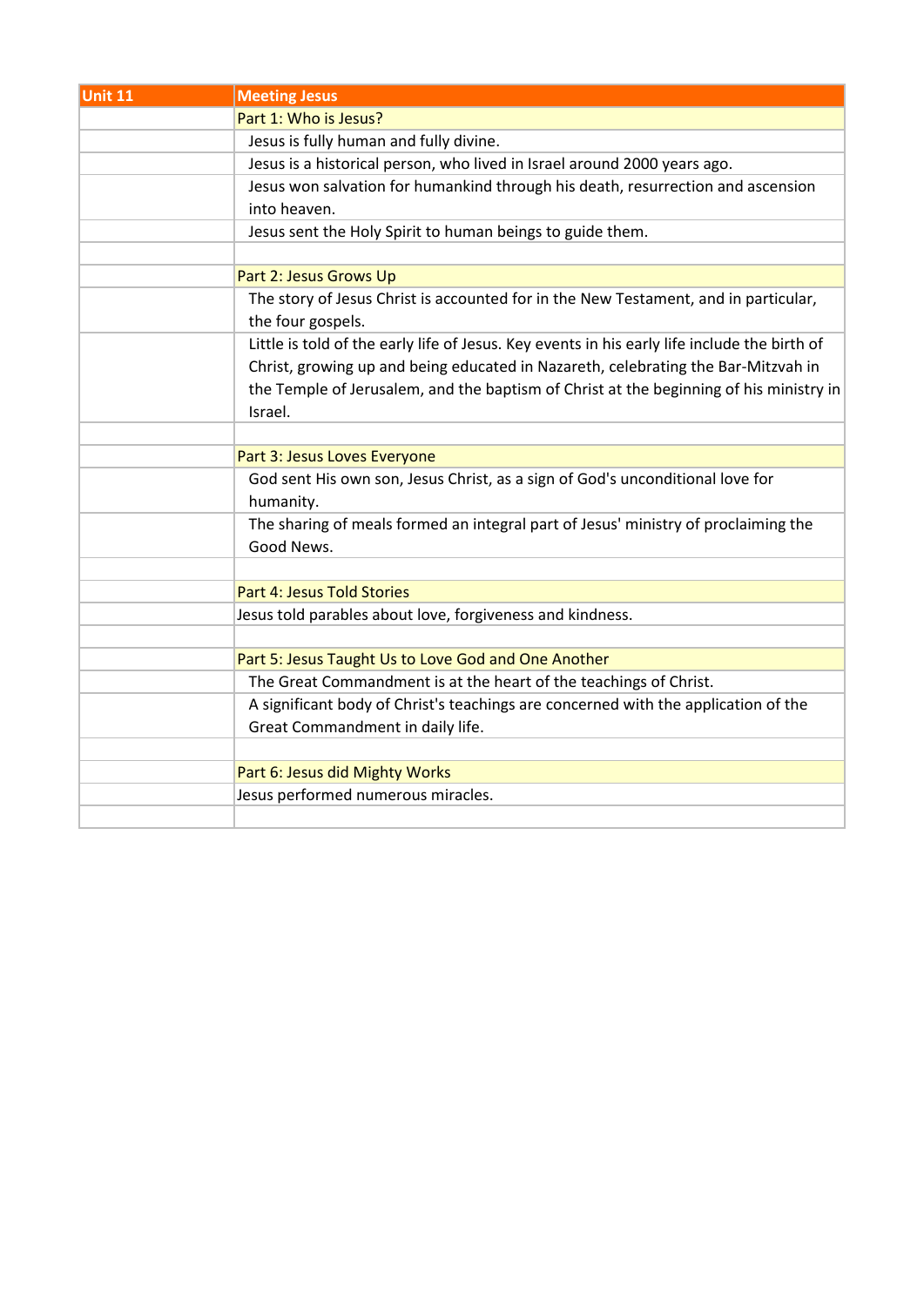| Unit 11 | Meeting Jesus |
| --- | --- |
| | Part 1: Who is Jesus? |
| | Jesus is fully human and fully divine. |
| | Jesus is a historical person, who lived in Israel around 2000 years ago. |
| | Jesus won salvation for humankind through his death, resurrection and ascension into heaven. |
| | Jesus sent the Holy Spirit to human beings to guide them. |
| | |
| | Part 2: Jesus Grows Up |
| | The story of Jesus Christ is accounted for in the New Testament, and in particular, the four gospels. |
| | Little is told of the early life of Jesus. Key events in his early life include the birth of Christ, growing up and being educated in Nazareth, celebrating the Bar-Mitzvah in the Temple of Jerusalem, and the baptism of Christ at the beginning of his ministry in Israel. |
| | |
| | Part 3: Jesus Loves Everyone |
| | God sent His own son, Jesus Christ, as a sign of God's unconditional love for humanity. |
| | The sharing of meals formed an integral part of Jesus' ministry of proclaiming the Good News. |
| | |
| | Part 4: Jesus Told Stories |
| | Jesus told parables about love, forgiveness and kindness. |
| | |
| | Part 5: Jesus Taught Us to Love God and One Another |
| | The Great Commandment is at the heart of the teachings of Christ. |
| | A significant body of Christ's teachings are concerned with the application of the Great Commandment in daily life. |
| | |
| | Part 6: Jesus did Mighty Works |
| | Jesus performed numerous miracles. |
| | |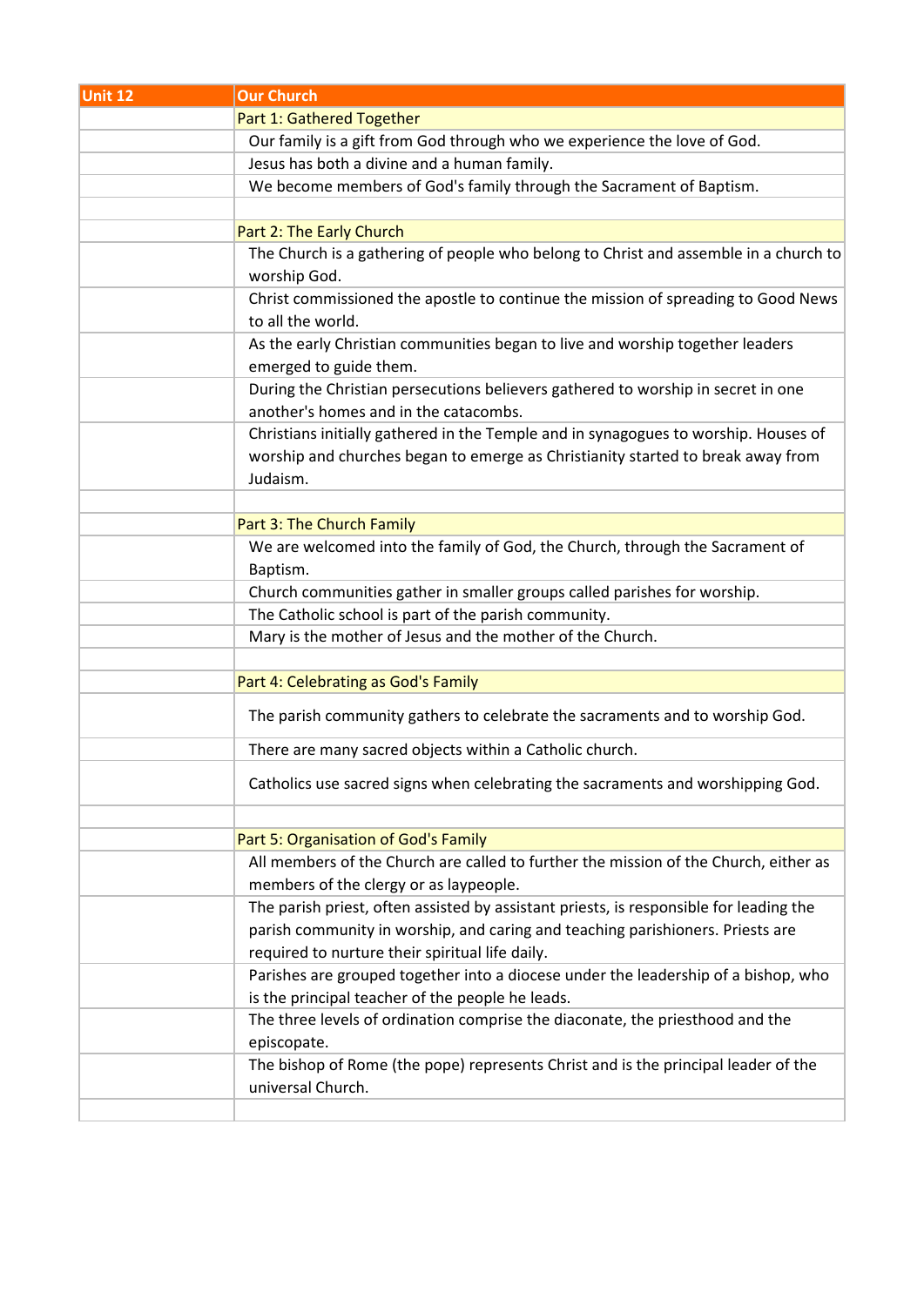| Unit 12 | Our Church |
|---|---|
| | Part 1: Gathered Together |
| | Our family is a gift from God through who we experience the love of God. |
| | Jesus has both a divine and a human family. |
| | We become members of God's family through the Sacrament of Baptism. |
| | |
| | Part 2: The Early Church |
| | The Church is a gathering of people who belong to Christ and assemble in a church to worship God. |
| | Christ commissioned the apostle to continue the mission of spreading to Good News to all the world. |
| | As the early Christian communities began to live and worship together leaders emerged to guide them. |
| | During the Christian persecutions believers gathered to worship in secret in one another's homes and in the catacombs. |
| | Christians initially gathered in the Temple and in synagogues to worship. Houses of worship and churches began to emerge as Christianity started to break away from Judaism. |
| | |
| | Part 3: The Church Family |
| | We are welcomed into the family of God, the Church, through the Sacrament of Baptism. |
| | Church communities gather in smaller groups called parishes for worship. |
| | The Catholic school is part of the parish community. |
| | Mary is the mother of Jesus and the mother of the Church. |
| | |
| | Part 4: Celebrating as God's Family |
| | The parish community gathers to celebrate the sacraments and to worship God. |
| | There are many sacred objects within a Catholic church. |
| | Catholics use sacred signs when celebrating the sacraments and worshipping God. |
| | |
| | Part 5: Organisation of God's Family |
| | All members of the Church are called to further the mission of the Church, either as members of the clergy or as laypeople. |
| | The parish priest, often assisted by assistant priests, is responsible for leading the parish community in worship, and caring and teaching parishioners. Priests are required to nurture their spiritual life daily. |
| | Parishes are grouped together into a diocese under the leadership of a bishop, who is the principal teacher of the people he leads. |
| | The three levels of ordination comprise the diaconate, the priesthood and the episcopate. |
| | The bishop of Rome (the pope) represents Christ and is the principal leader of the universal Church. |
| | |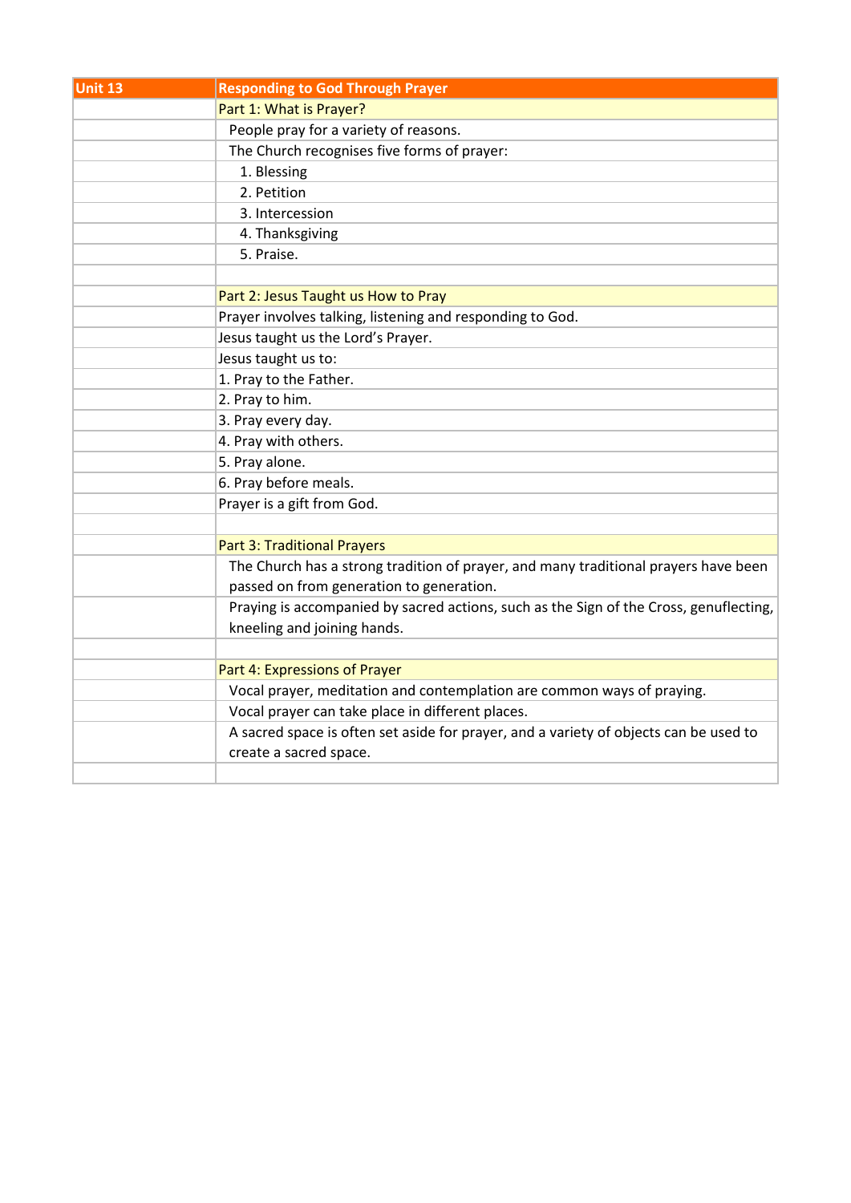| Unit 13 | Responding to God Through Prayer |
|---|---|
| | Part 1: What is Prayer? |
| | People pray for a variety of reasons. |
| | The Church recognises five forms of prayer: |
| | 1. Blessing |
| | 2. Petition |
| | 3. Intercession |
| | 4. Thanksgiving |
| | 5. Praise. |
| | |
| | Part 2: Jesus Taught us How to Pray |
| | Prayer involves talking, listening and responding to God. |
| | Jesus taught us the Lord's Prayer. |
| | Jesus taught us to: |
| | 1. Pray to the Father. |
| | 2. Pray to him. |
| | 3. Pray every day. |
| | 4. Pray with others. |
| | 5. Pray alone. |
| | 6. Pray before meals. |
| | Prayer is a gift from God. |
| | |
| | Part 3: Traditional Prayers |
| | The Church has a strong tradition of prayer, and many traditional prayers have been passed on from generation to generation. |
| | Praying is accompanied by sacred actions, such as the Sign of the Cross, genuflecting, kneeling and joining hands. |
| | |
| | Part 4: Expressions of Prayer |
| | Vocal prayer, meditation and contemplation are common ways of praying. |
| | Vocal prayer can take place in different places. |
| | A sacred space is often set aside for prayer, and a variety of objects can be used to create a sacred space. |
| | |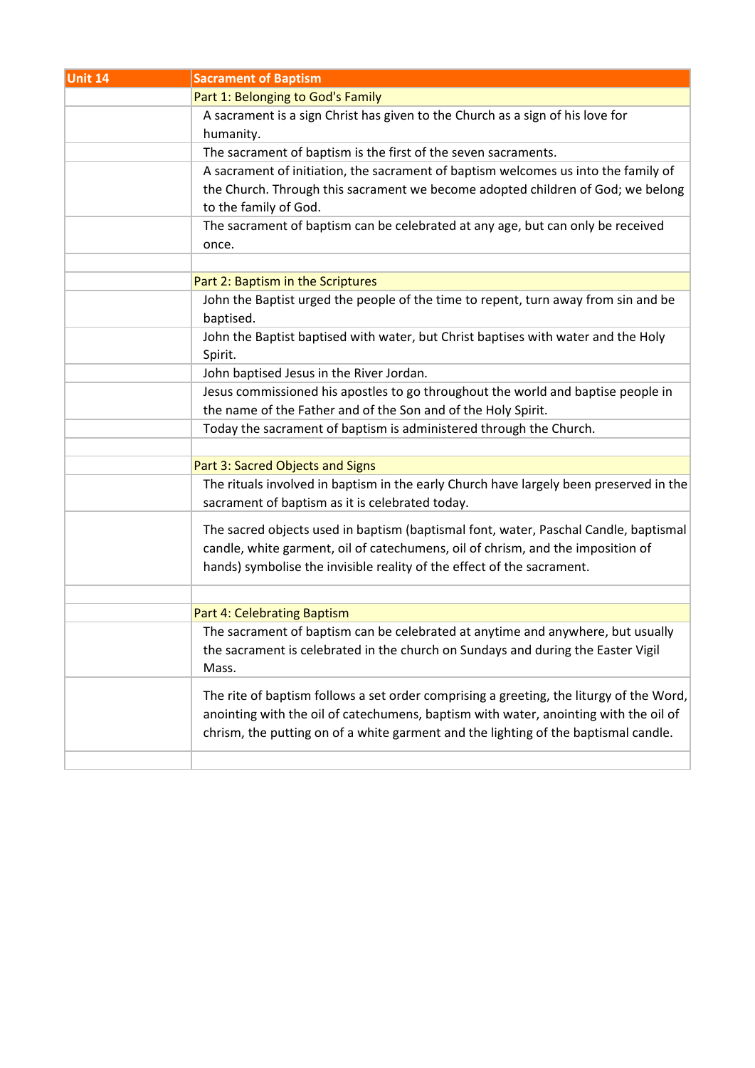| Unit 14 | Sacrament of Baptism |
|---|---|
| | Part 1: Belonging to God's Family |
| | A sacrament is a sign Christ has given to the Church as a sign of his love for humanity. |
| | The sacrament of baptism is the first of the seven sacraments. |
| | A sacrament of initiation, the sacrament of baptism welcomes us into the family of the Church. Through this sacrament we become adopted children of God; we belong to the family of God. |
| | The sacrament of baptism can be celebrated at any age, but can only be received once. |
| | |
| | Part 2: Baptism in the Scriptures |
| | John the Baptist urged the people of the time to repent, turn away from sin and be baptised. |
| | John the Baptist baptised with water, but Christ baptises with water and the Holy Spirit. |
| | John baptised Jesus in the River Jordan. |
| | Jesus commissioned his apostles to go throughout the world and baptise people in the name of the Father and of the Son and of the Holy Spirit. |
| | Today the sacrament of baptism is administered through the Church. |
| | |
| | Part 3: Sacred Objects and Signs |
| | The rituals involved in baptism in the early Church have largely been preserved in the sacrament of baptism as it is celebrated today. |
| | The sacred objects used in baptism (baptismal font, water, Paschal Candle, baptismal candle, white garment, oil of catechumens, oil of chrism, and the imposition of hands) symbolise the invisible reality of the effect of the sacrament. |
| | |
| | Part 4: Celebrating Baptism |
| | The sacrament of baptism can be celebrated at anytime and anywhere, but usually the sacrament is celebrated in the church on Sundays and during the Easter Vigil Mass. |
| | The rite of baptism follows a set order comprising a greeting, the liturgy of the Word, anointing with the oil of catechumens, baptism with water, anointing with the oil of chrism, the putting on of a white garment and the lighting of the baptismal candle. |
| | |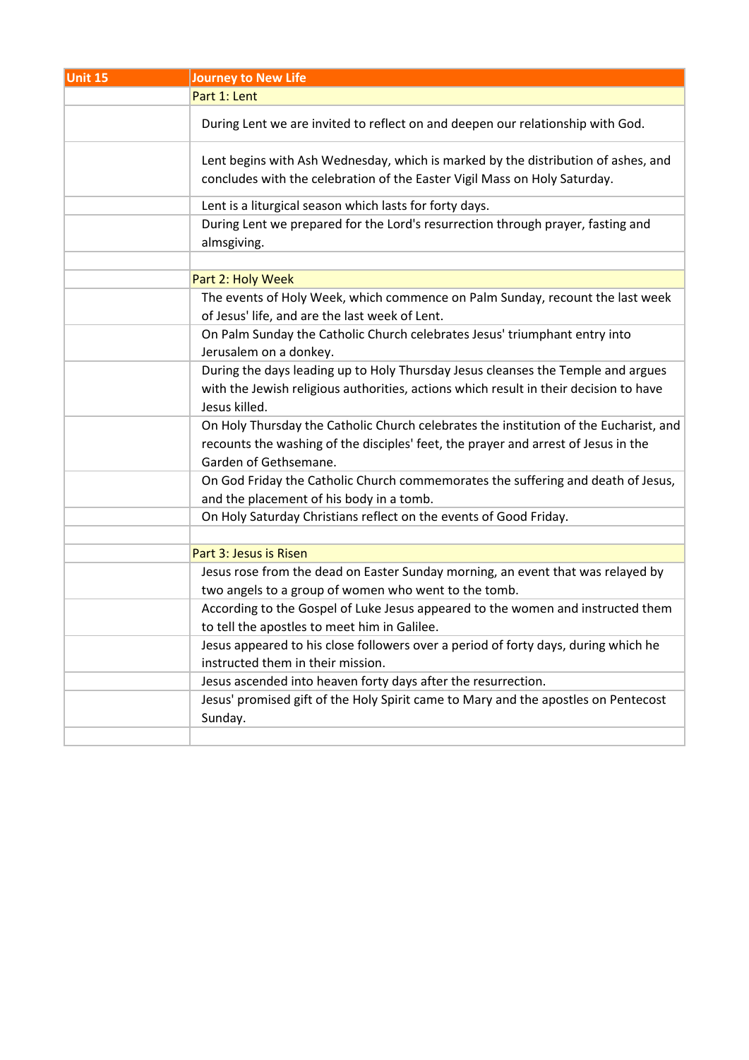| Unit 15 | Journey to New Life |
| --- | --- |
| | Part 1: Lent |
| | During Lent we are invited to reflect on and deepen our relationship with God. |
| | Lent begins with Ash Wednesday, which is marked by the distribution of ashes, and concludes with the celebration of the Easter Vigil Mass on Holy Saturday. |
| | Lent is a liturgical season which lasts for forty days. |
| | During Lent we prepared for the Lord's resurrection through prayer, fasting and almsgiving. |
| | |
| | Part 2: Holy Week |
| | The events of Holy Week, which commence on Palm Sunday, recount the last week of Jesus' life, and are the last week of Lent. |
| | On Palm Sunday the Catholic Church celebrates Jesus' triumphant entry into Jerusalem on a donkey. |
| | During the days leading up to Holy Thursday Jesus cleanses the Temple and argues with the Jewish religious authorities, actions which result in their decision to have Jesus killed. |
| | On Holy Thursday the Catholic Church celebrates the institution of the Eucharist, and recounts the washing of the disciples' feet, the prayer and arrest of Jesus in the Garden of Gethsemane. |
| | On God Friday the Catholic Church commemorates the suffering and death of Jesus, and the placement of his body in a tomb. |
| | On Holy Saturday Christians reflect on the events of Good Friday. |
| | |
| | Part 3: Jesus is Risen |
| | Jesus rose from the dead on Easter Sunday morning, an event that was relayed by two angels to a group of women who went to the tomb. |
| | According to the Gospel of Luke Jesus appeared to the women and instructed them to tell the apostles to meet him in Galilee. |
| | Jesus appeared to his close followers over a period of forty days, during which he instructed them in their mission. |
| | Jesus ascended into heaven forty days after the resurrection. |
| | Jesus' promised gift of the Holy Spirit came to Mary and the apostles on Pentecost Sunday. |
| | |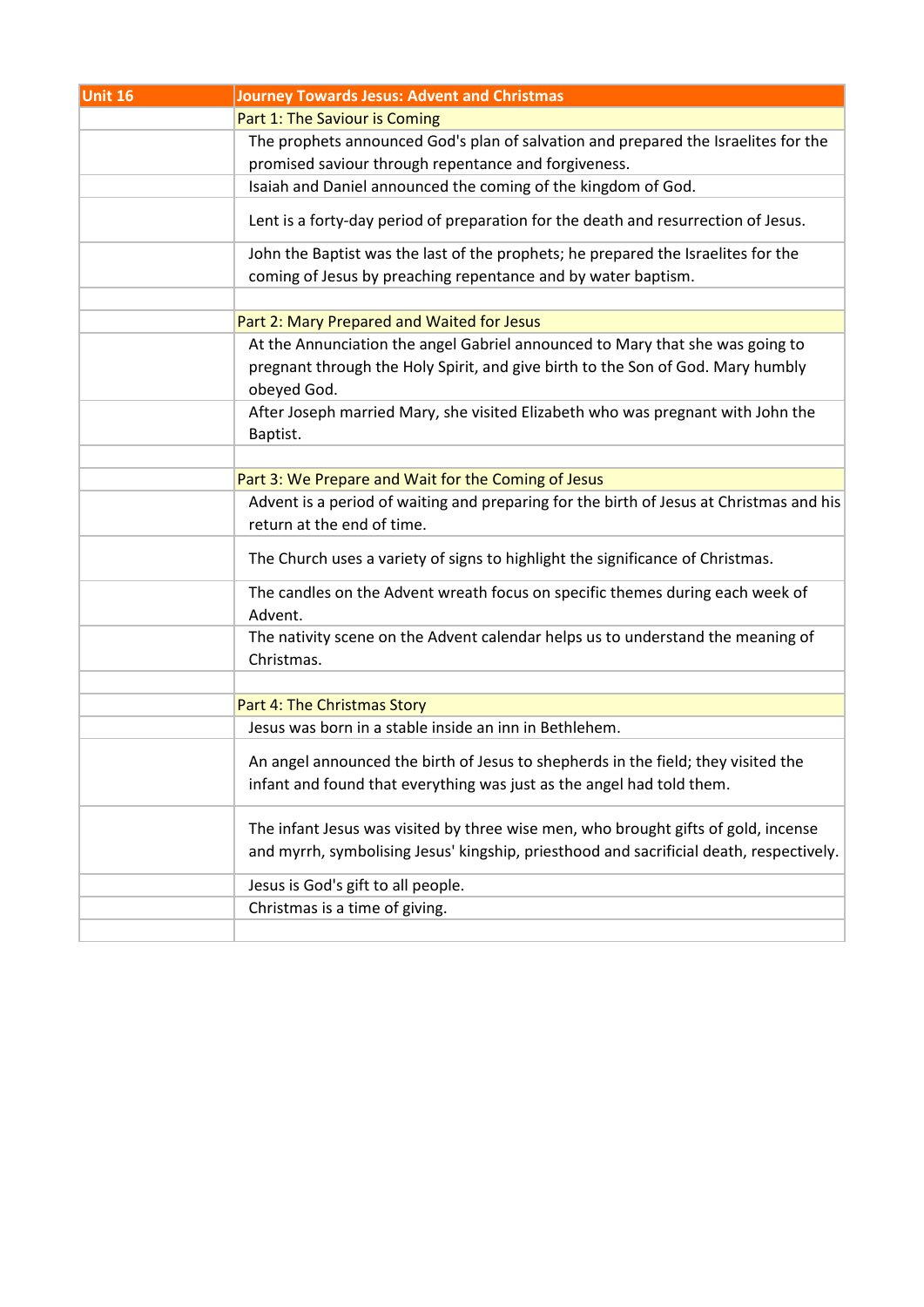| Unit 16 | Journey Towards Jesus: Advent and Christmas |
|---|---|
| | Part 1: The Saviour is Coming |
| | The prophets announced God's plan of salvation and prepared the Israelites for the promised saviour through repentance and forgiveness. |
| | Isaiah and Daniel announced the coming of the kingdom of God. |
| | Lent is a forty-day period of preparation for the death and resurrection of Jesus. |
| | John the Baptist was the last of the prophets; he prepared the Israelites for the coming of Jesus by preaching repentance and by water baptism. |
| | |
| | Part 2: Mary Prepared and Waited for Jesus |
| | At the Annunciation the angel Gabriel announced to Mary that she was going to pregnant through the Holy Spirit, and give birth to the Son of God. Mary humbly obeyed God. |
| | After Joseph married Mary, she visited Elizabeth who was pregnant with John the Baptist. |
| | |
| | Part 3: We Prepare and Wait for the Coming of Jesus |
| | Advent is a period of waiting and preparing for the birth of Jesus at Christmas and his return at the end of time. |
| | The Church uses a variety of signs to highlight the significance of Christmas. |
| | The candles on the Advent wreath focus on specific themes during each week of Advent. |
| | The nativity scene on the Advent calendar helps us to understand the meaning of Christmas. |
| | |
| | Part 4: The Christmas Story |
| | Jesus was born in a stable inside an inn in Bethlehem. |
| | An angel announced the birth of Jesus to shepherds in the field; they visited the infant and found that everything was just as the angel had told them. |
| | The infant Jesus was visited by three wise men, who brought gifts of gold, incense and myrrh, symbolising Jesus' kingship, priesthood and sacrificial death, respectively. |
| | Jesus is God's gift to all people. |
| | Christmas is a time of giving. |
| | |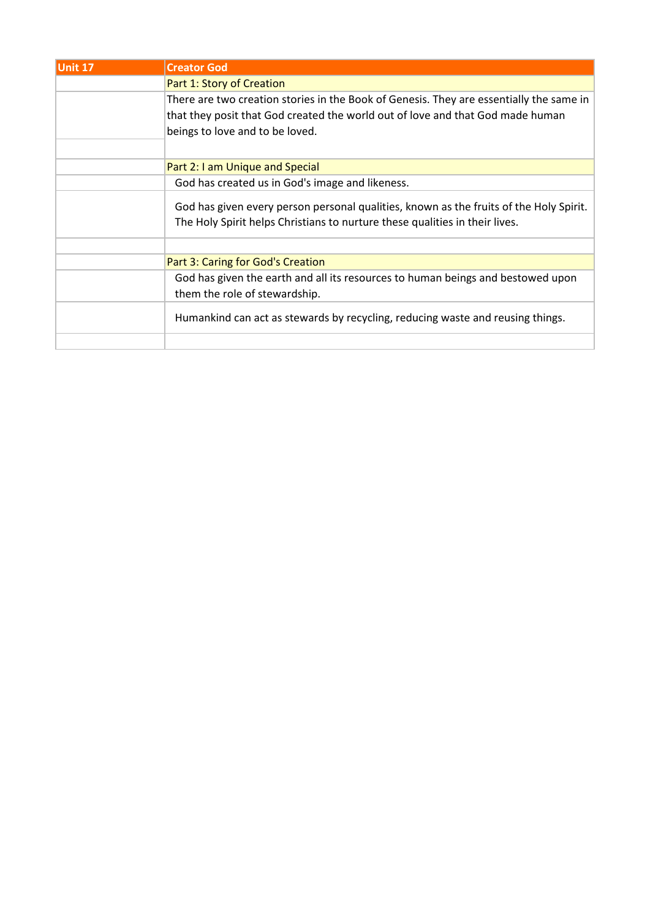| Unit 17 | Creator God |
| --- | --- |
| | Part 1: Story of Creation |
| | There are two creation stories in the Book of Genesis. They are essentially the same in that they posit that God created the world out of love and that God made human beings to love and to be loved. |
| | |
| | Part 2: I am Unique and Special |
| | God has created us in God's image and likeness. |
| | God has given every person personal qualities, known as the fruits of the Holy Spirit. The Holy Spirit helps Christians to nurture these qualities in their lives. |
| | |
| | Part 3: Caring for God's Creation |
| | God has given the earth and all its resources to human beings and bestowed upon them the role of stewardship. |
| | Humankind can act as stewards by recycling, reducing waste and reusing things. |
| | |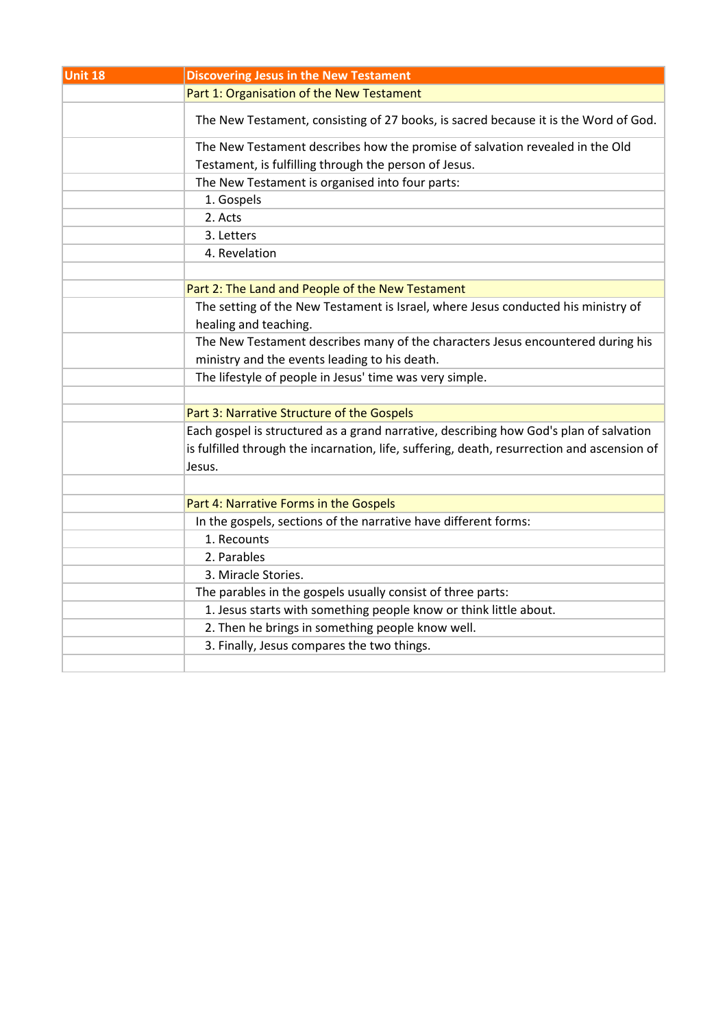| Unit 18 | Discovering Jesus in the New Testament |
|---|---|
| | Part 1: Organisation of the New Testament |
| | The New Testament, consisting of 27 books, is sacred because it is the Word of God. |
| | The New Testament describes how the promise of salvation revealed in the Old Testament, is fulfilling through the person of Jesus. |
| | The New Testament is organised into four parts: |
| | 1. Gospels |
| | 2. Acts |
| | 3. Letters |
| | 4. Revelation |
| | |
| | Part 2: The Land and People of the New Testament |
| | The setting of the New Testament is Israel, where Jesus conducted his ministry of healing and teaching. |
| | The New Testament describes many of the characters Jesus encountered during his ministry and the events leading to his death. |
| | The lifestyle of people in Jesus' time was very simple. |
| | |
| | Part 3: Narrative Structure of the Gospels |
| | Each gospel is structured as a grand narrative, describing how God's plan of salvation is fulfilled through the incarnation, life, suffering, death, resurrection and ascension of Jesus. |
| | |
| | Part 4: Narrative Forms in the Gospels |
| | In the gospels, sections of the narrative have different forms: |
| | 1. Recounts |
| | 2. Parables |
| | 3. Miracle Stories. |
| | The parables in the gospels usually consist of three parts: |
| | 1. Jesus starts with something people know or think little about. |
| | 2. Then he brings in something people know well. |
| | 3. Finally, Jesus compares the two things. |
| | |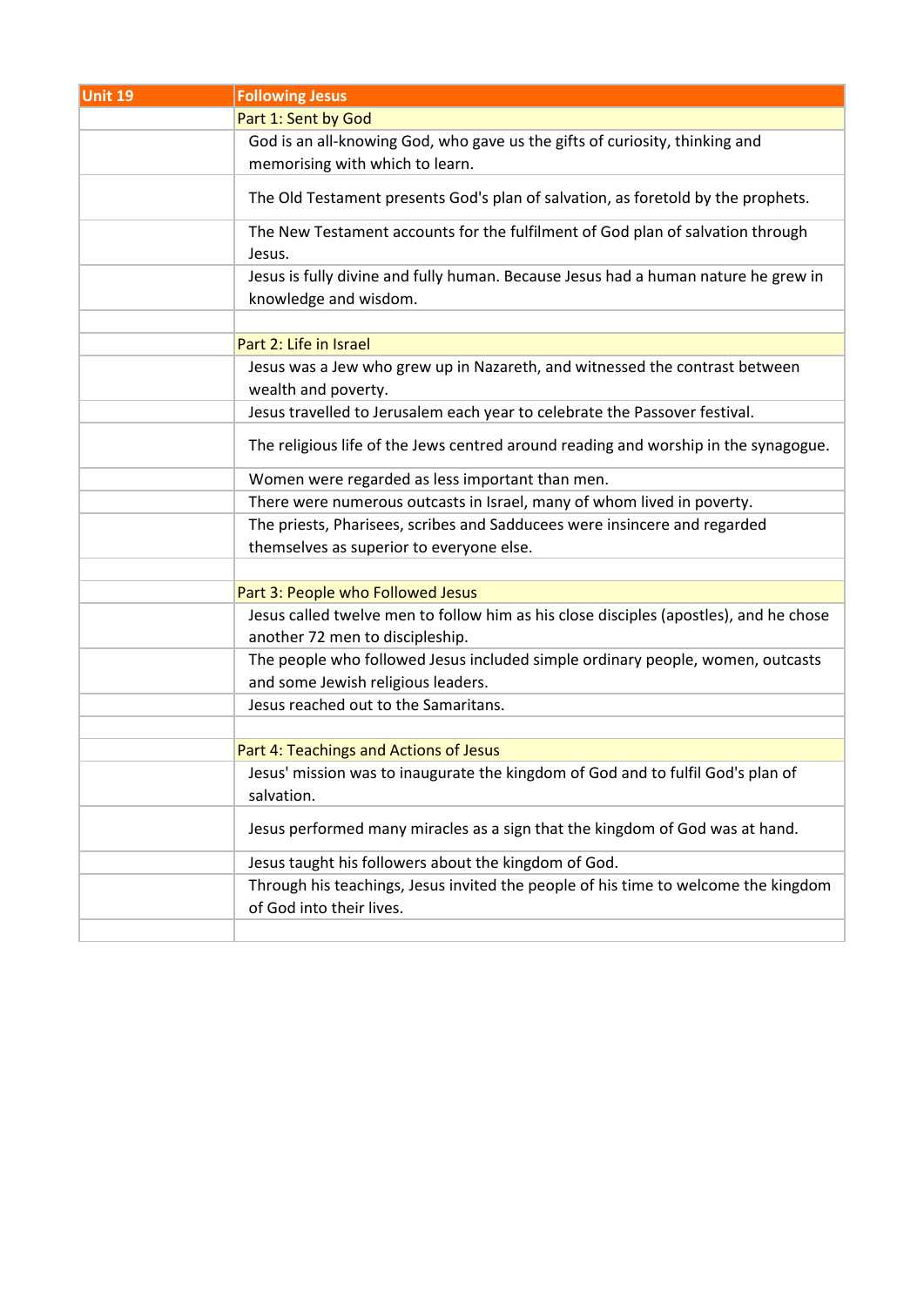| Unit 19 | Following Jesus |
|---|---|
| | Part 1: Sent by God |
| | God is an all-knowing God, who gave us the gifts of curiosity, thinking and memorising with which to learn. |
| | The Old Testament presents God's plan of salvation, as foretold by the prophets. |
| | The New Testament accounts for the fulfilment of God plan of salvation through Jesus. |
| | Jesus is fully divine and fully human. Because Jesus had a human nature he grew in knowledge and wisdom. |
| | |
| | Part 2: Life in Israel |
| | Jesus was a Jew who grew up in Nazareth, and witnessed the contrast between wealth and poverty. |
| | Jesus travelled to Jerusalem each year to celebrate the Passover festival. |
| | The religious life of the Jews centred around reading and worship in the synagogue. |
| | Women were regarded as less important than men. |
| | There were numerous outcasts in Israel, many of whom lived in poverty. |
| | The priests, Pharisees, scribes and Sadducees were insincere and regarded themselves as superior to everyone else. |
| | |
| | Part 3: People who Followed Jesus |
| | Jesus called twelve men to follow him as his close disciples (apostles), and he chose another 72 men to discipleship. |
| | The people who followed Jesus included simple ordinary people, women, outcasts and some Jewish religious leaders. |
| | Jesus reached out to the Samaritans. |
| | |
| | Part 4: Teachings and Actions of Jesus |
| | Jesus' mission was to inaugurate the kingdom of God and to fulfil God's plan of salvation. |
| | Jesus performed many miracles as a sign that the kingdom of God was at hand. |
| | Jesus taught his followers about the kingdom of God. |
| | Through his teachings, Jesus invited the people of his time to welcome the kingdom of God into their lives. |
| | |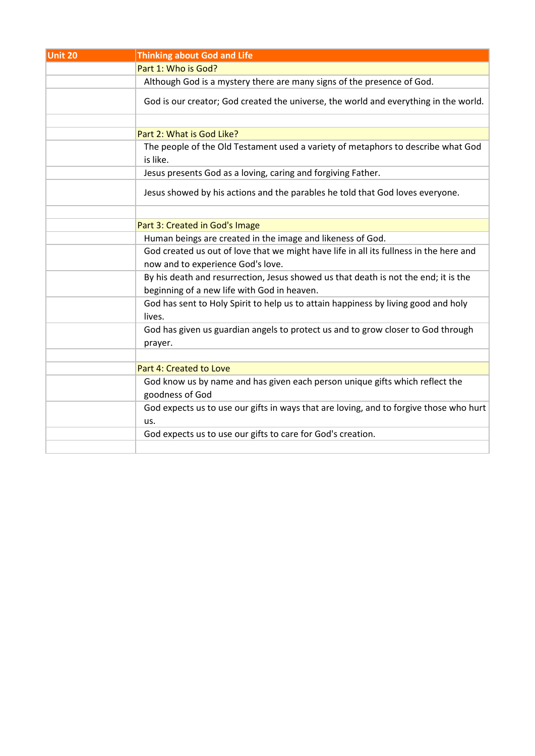| Unit 20 | Thinking about God and Life |
|---|---|
| | Part 1: Who is God? |
| | Although God is a mystery there are many signs of the presence of God. |
| | God is our creator; God created the universe, the world and everything in the world. |
| | |
| | Part 2: What is God Like? |
| | The people of the Old Testament used a variety of metaphors to describe what God is like. |
| | Jesus presents God as a loving, caring and forgiving Father. |
| | Jesus showed by his actions and the parables he told that God loves everyone. |
| | |
| | Part 3: Created in God's Image |
| | Human beings are created in the image and likeness of God. |
| | God created us out of love that we might have life in all its fullness in the here and now and to experience God's love. |
| | By his death and resurrection, Jesus showed us that death is not the end; it is the beginning of a new life with God in heaven. |
| | God has sent to Holy Spirit to help us to attain happiness by living good and holy lives. |
| | God has given us guardian angels to protect us and to grow closer to God through prayer. |
| | |
| | Part 4: Created to Love |
| | God know us by name and has given each person unique gifts which reflect the goodness of God |
| | God expects us to use our gifts in ways that are loving, and to forgive those who hurt us. |
| | God expects us to use our gifts to care for God's creation. |
| | |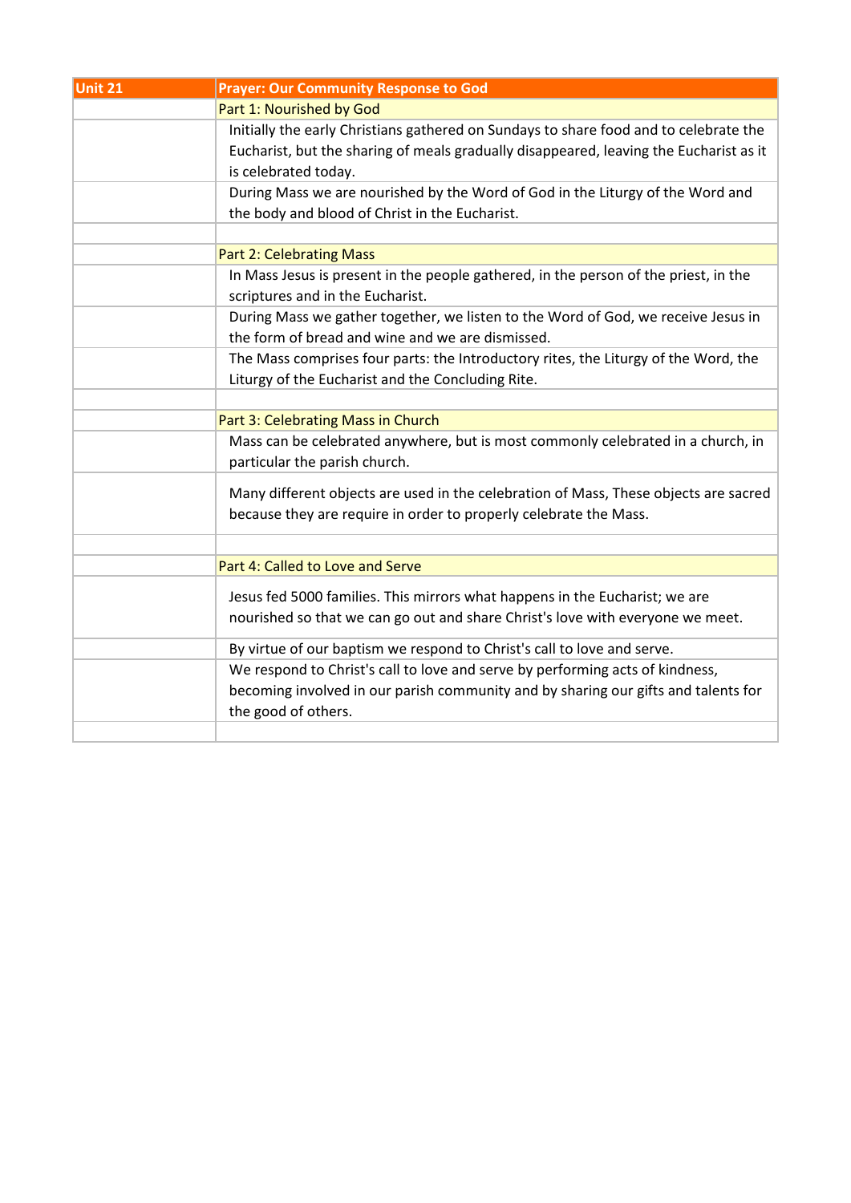| Unit 21 | Prayer: Our Community Response to God |
|---|---|
| | Part 1: Nourished by God |
| | Initially the early Christians gathered on Sundays to share food and to celebrate the Eucharist, but the sharing of meals gradually disappeared, leaving the Eucharist as it is celebrated today. |
| | During Mass we are nourished by the Word of God in the Liturgy of the Word and the body and blood of Christ in the Eucharist. |
| | |
| | Part 2: Celebrating Mass |
| | In Mass Jesus is present in the people gathered, in the person of the priest, in the scriptures and in the Eucharist. |
| | During Mass we gather together, we listen to the Word of God, we receive Jesus in the form of bread and wine and we are dismissed. |
| | The Mass comprises four parts: the Introductory rites, the Liturgy of the Word, the Liturgy of the Eucharist and the Concluding Rite. |
| | |
| | Part 3: Celebrating Mass in Church |
| | Mass can be celebrated anywhere, but is most commonly celebrated in a church, in particular the parish church. |
| | Many different objects are used in the celebration of Mass, These objects are sacred because they are require in order to properly celebrate the Mass. |
| | |
| | Part 4: Called to Love and Serve |
| | Jesus fed 5000 families. This mirrors what happens in the Eucharist; we are nourished so that we can go out and share Christ's love with everyone we meet. |
| | By virtue of our baptism we respond to Christ's call to love and serve. |
| | We respond to Christ's call to love and serve by performing acts of kindness, becoming involved in our parish community and by sharing our gifts and talents for the good of others. |
| | |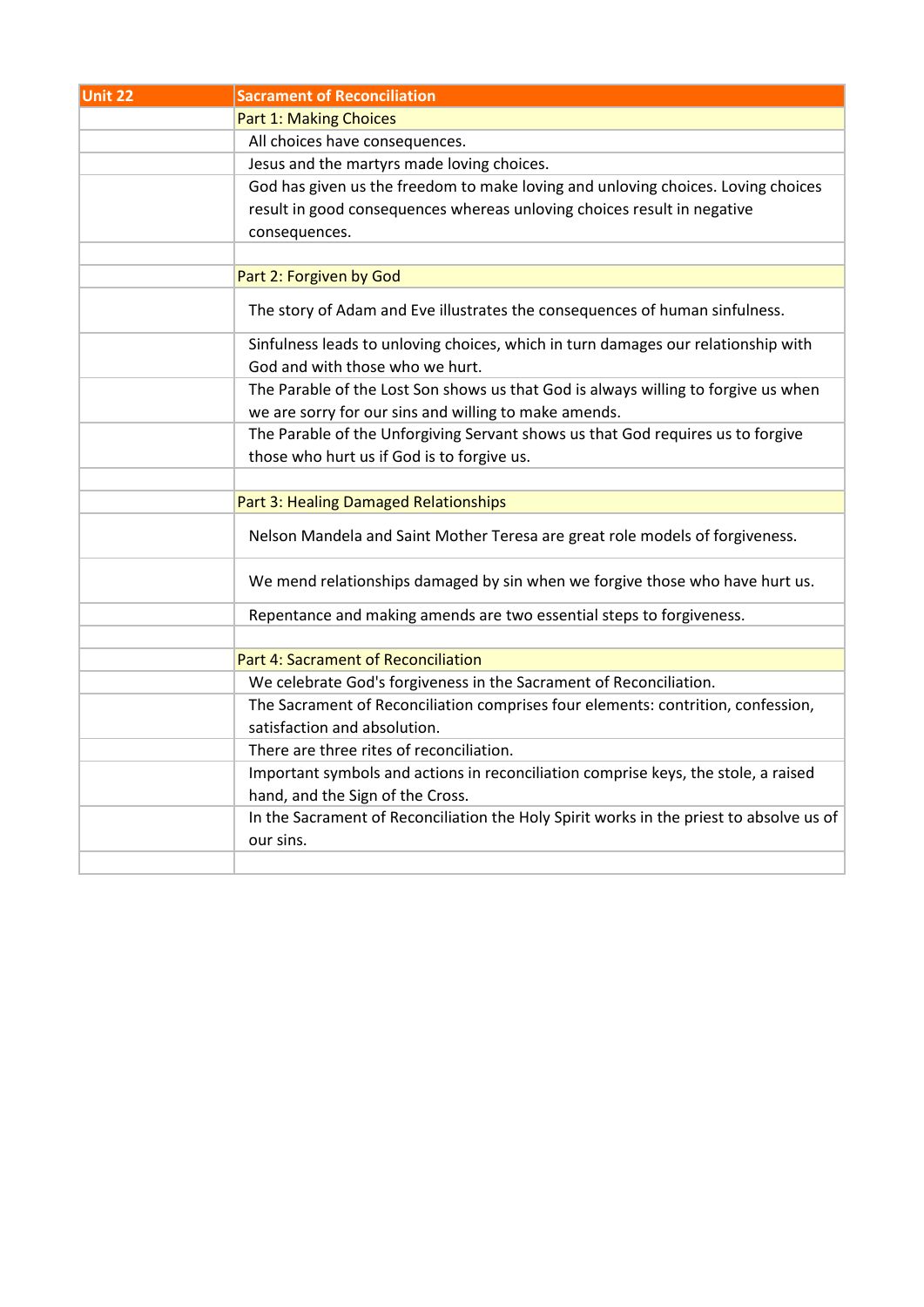| Unit 22 | Sacrament of Reconciliation |
| --- | --- |
| | Part 1: Making Choices |
| | All choices have consequences. |
| | Jesus and the martyrs made loving choices. |
| | God has given us the freedom to make loving and unloving choices. Loving choices result in good consequences whereas unloving choices result in negative consequences. |
| | |
| | Part 2: Forgiven by God |
| | The story of Adam and Eve illustrates the consequences of human sinfulness. |
| | Sinfulness leads to unloving choices, which in turn damages our relationship with God and with those who we hurt. |
| | The Parable of the Lost Son shows us that God is always willing to forgive us when we are sorry for our sins and willing to make amends. |
| | The Parable of the Unforgiving Servant shows us that God requires us to forgive those who hurt us if God is to forgive us. |
| | |
| | Part 3: Healing Damaged Relationships |
| | Nelson Mandela and Saint Mother Teresa are great role models of forgiveness. |
| | We mend relationships damaged by sin when we forgive those who have hurt us. |
| | Repentance and making amends are two essential steps to forgiveness. |
| | |
| | Part 4: Sacrament of Reconciliation |
| | We celebrate God's forgiveness in the Sacrament of Reconciliation. |
| | The Sacrament of Reconciliation comprises four elements: contrition, confession, satisfaction and absolution. |
| | There are three rites of reconciliation. |
| | Important symbols and actions in reconciliation comprise keys, the stole, a raised hand, and the Sign of the Cross. |
| | In the Sacrament of Reconciliation the Holy Spirit works in the priest to absolve us of our sins. |
| | |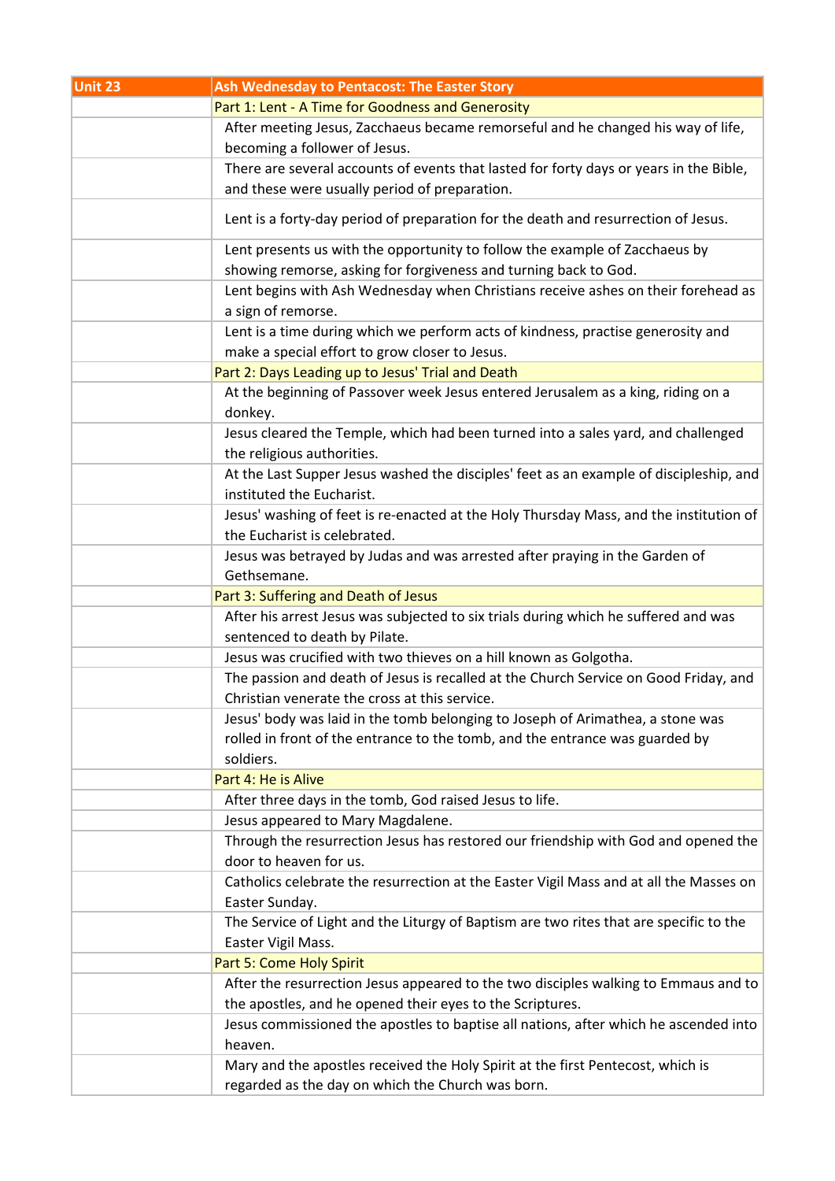| Unit 23 | Ash Wednesday to Pentacost: The Easter Story |
|---|---|
| | Part 1: Lent - A Time for Goodness and Generosity |
| | After meeting Jesus, Zacchaeus became remorseful and he changed his way of life, becoming a follower of Jesus. |
| | There are several accounts of events that lasted for forty days or years in the Bible, and these were usually period of preparation. |
| | Lent is a forty-day period of preparation for the death and resurrection of Jesus. |
| | Lent presents us with the opportunity to follow the example of Zacchaeus by showing remorse, asking for forgiveness and turning back to God. |
| | Lent begins with Ash Wednesday when Christians receive ashes on their forehead as a sign of remorse. |
| | Lent is a time during which we perform acts of kindness, practise generosity and make a special effort to grow closer to Jesus. |
| | Part 2: Days Leading up to Jesus' Trial and Death |
| | At the beginning of Passover week Jesus entered Jerusalem as a king, riding on a donkey. |
| | Jesus cleared the Temple, which had been turned into a sales yard, and challenged the religious authorities. |
| | At the Last Supper Jesus washed the disciples' feet as an example of discipleship, and instituted the Eucharist. |
| | Jesus' washing of feet is re-enacted at the Holy Thursday Mass, and the institution of the Eucharist is celebrated. |
| | Jesus was betrayed by Judas and was arrested after praying in the Garden of Gethsemane. |
| | Part 3: Suffering and Death of Jesus |
| | After his arrest Jesus was subjected to six trials during which he suffered and was sentenced to death by Pilate. |
| | Jesus was crucified with two thieves on a hill known as Golgotha. |
| | The passion and death of Jesus is recalled at the Church Service on Good Friday, and Christian venerate the cross at this service. |
| | Jesus' body was laid in the tomb belonging to Joseph of Arimathea, a stone was rolled in front of the entrance to the tomb, and the entrance was guarded by soldiers. |
| | Part 4: He is Alive |
| | After three days in the tomb, God raised Jesus to life. |
| | Jesus appeared to Mary Magdalene. |
| | Through the resurrection Jesus has restored our friendship with God and opened the door to heaven for us. |
| | Catholics celebrate the resurrection at the Easter Vigil Mass and at all the Masses on Easter Sunday. |
| | The Service of Light and the Liturgy of Baptism are two rites that are specific to the Easter Vigil Mass. |
| | Part 5: Come Holy Spirit |
| | After the resurrection Jesus appeared to the two disciples walking to Emmaus and to the apostles, and he opened their eyes to the Scriptures. |
| | Jesus commissioned the apostles to baptise all nations, after which he ascended into heaven. |
| | Mary and the apostles received the Holy Spirit at the first Pentecost, which is regarded as the day on which the Church was born. |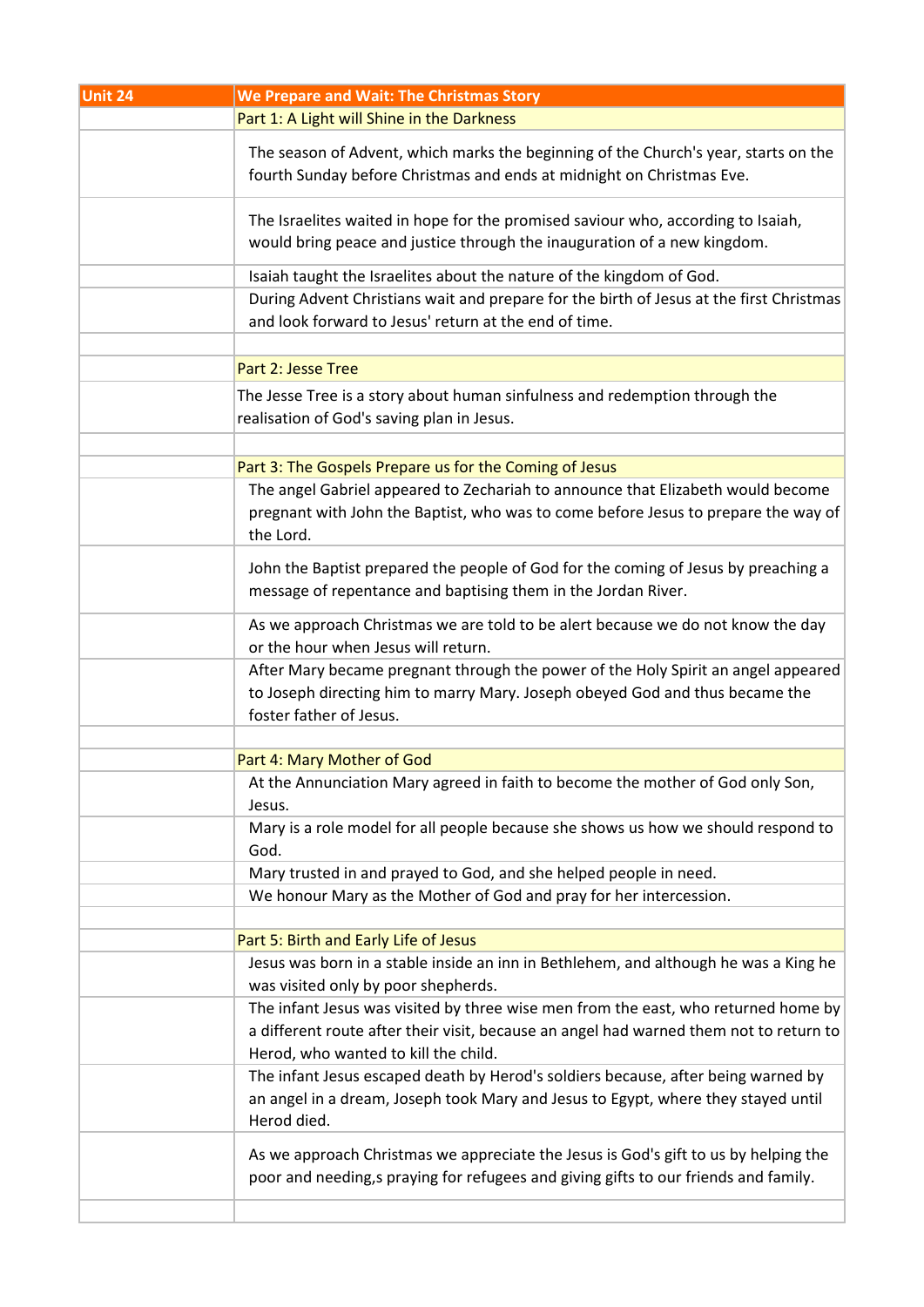| Unit 24 | We Prepare and Wait: The Christmas Story |
|---|---|
| | Part 1: A Light will Shine in the Darkness |
| | The season of Advent, which marks the beginning of the Church's year, starts on the fourth Sunday before Christmas and ends at midnight on Christmas Eve. |
| | The Israelites waited in hope for the promised saviour who, according to Isaiah, would bring peace and justice through the inauguration of a new kingdom. |
| | Isaiah taught the Israelites about the nature of the kingdom of God. |
| | During Advent Christians wait and prepare for the birth of Jesus at the first Christmas and look forward to Jesus' return at the end of time. |
| | |
| | Part 2: Jesse Tree |
| | The Jesse Tree is a story about human sinfulness and redemption through the realisation of God's saving plan in Jesus. |
| | |
| | Part 3: The Gospels Prepare us for the Coming of Jesus |
| | The angel Gabriel appeared to Zechariah to announce that Elizabeth would become pregnant with John the Baptist, who was to come before Jesus to prepare the way of the Lord. |
| | John the Baptist prepared the people of God for the coming of Jesus by preaching a message of repentance and baptising them in the Jordan River. |
| | As we approach Christmas we are told to be alert because we do not know the day or the hour when Jesus will return. |
| | After Mary became pregnant through the power of the Holy Spirit an angel appeared to Joseph directing him to marry Mary. Joseph obeyed God and thus became the foster father of Jesus. |
| | |
| | Part 4: Mary Mother of God |
| | At the Annunciation Mary agreed in faith to become the mother of God only Son, Jesus. |
| | Mary is a role model for all people because she shows us how we should respond to God. |
| | Mary trusted in and prayed to God, and she helped people in need. |
| | We honour Mary as the Mother of God and pray for her intercession. |
| | |
| | Part 5: Birth and Early Life of Jesus |
| | Jesus was born in a stable inside an inn in Bethlehem, and although he was a King he was visited only by poor shepherds. |
| | The infant Jesus was visited by three wise men from the east, who returned home by a different route after their visit, because an angel had warned them not to return to Herod, who wanted to kill the child. |
| | The infant Jesus escaped death by Herod's soldiers because, after being warned by an angel in a dream, Joseph took Mary and Jesus to Egypt, where they stayed until Herod died. |
| | As we approach Christmas we appreciate the Jesus is God's gift to us by helping the poor and needing,s praying for refugees and giving gifts to our friends and family. |
| | |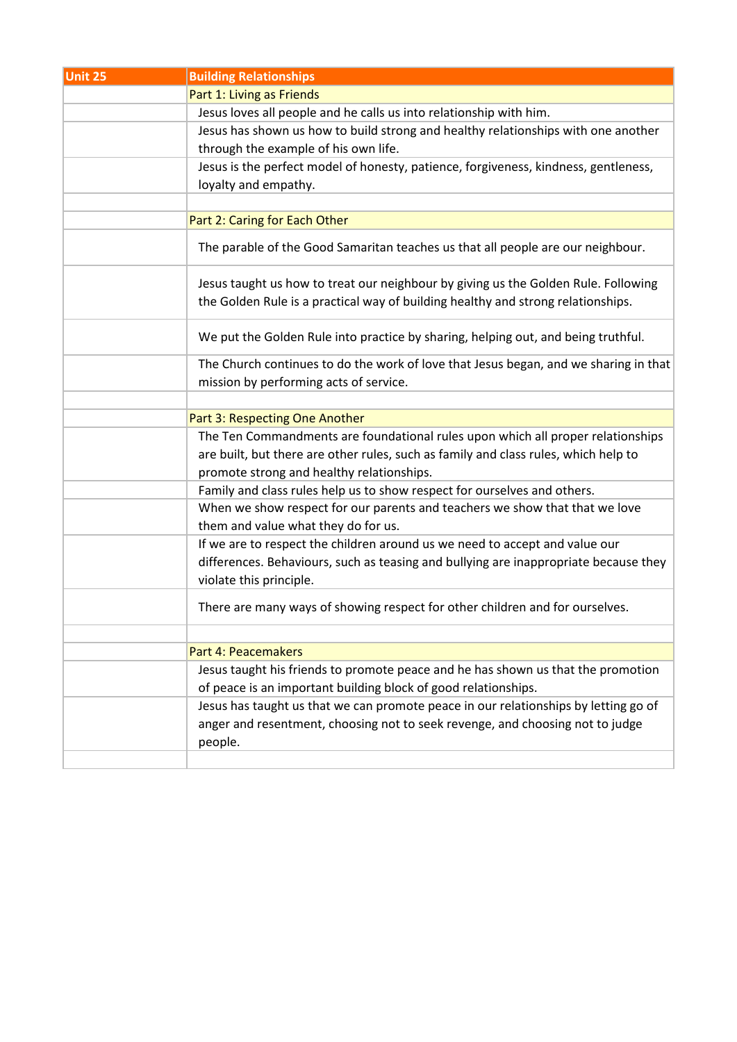| Unit 25 | Building Relationships |
|---|---|
| | Part 1: Living as Friends |
| | Jesus loves all people and he calls us into relationship with him. |
| | Jesus has shown us how to build strong and healthy relationships with one another through the example of his own life. |
| | Jesus is the perfect model of honesty, patience, forgiveness, kindness, gentleness, loyalty and empathy. |
| | |
| | Part 2: Caring for Each Other |
| | The parable of the Good Samaritan teaches us that all people are our neighbour. |
| | Jesus taught us how to treat our neighbour by giving us the Golden Rule. Following the Golden Rule is a practical way of building healthy and strong relationships. |
| | We put the Golden Rule into practice by sharing, helping out, and being truthful. |
| | The Church continues to do the work of love that Jesus began, and we sharing in that mission by performing acts of service. |
| | |
| | Part 3: Respecting One Another |
| | The Ten Commandments are foundational rules upon which all proper relationships are built, but there are other rules, such as family and class rules, which help to promote strong and healthy relationships. |
| | Family and class rules help us to show respect for ourselves and others. |
| | When we show respect for our parents and teachers we show that that we love them and value what they do for us. |
| | If we are to respect the children around us we need to accept and value our differences. Behaviours, such as teasing and bullying are inappropriate because they violate this principle. |
| | There are many ways of showing respect for other children and for ourselves. |
| | |
| | Part 4: Peacemakers |
| | Jesus taught his friends to promote peace and he has shown us that the promotion of peace is an important building block of good relationships. |
| | Jesus has taught us that we can promote peace in our relationships by letting go of anger and resentment, choosing not to seek revenge, and choosing not to judge people. |
| | |